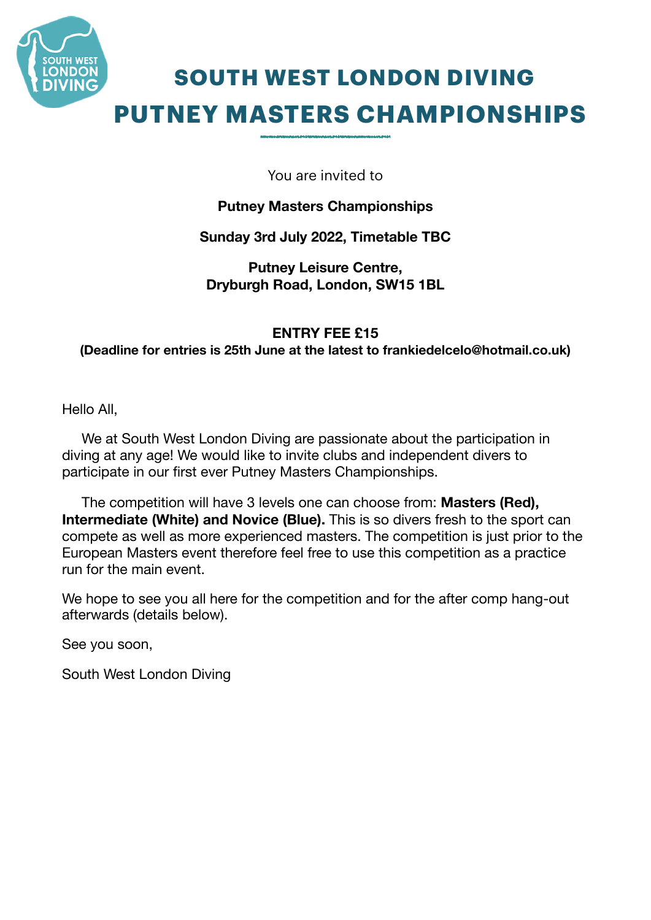# SOUTH WEST LONDON DIVING
# PUTNEY MASTERS CHAMPIONSHIPS

You are invited to

**Putney Masters Championships**

**Sunday 3rd July 2022, Timetable TBC**

**Putney Leisure Centre,**
**Dryburgh Road, London, SW15 1BL**

**ENTRY FEE £15**
**(Deadline for entries is 25th June at the latest to frankiedelcelo@hotmail.co.uk)**

Hello All,

We at South West London Diving are passionate about the participation in diving at any age! We would like to invite clubs and independent divers to participate in our first ever Putney Masters Championships.

The competition will have 3 levels one can choose from: **Masters (Red), Intermediate (White) and Novice (Blue).** This is so divers fresh to the sport can compete as well as more experienced masters. The competition is just prior to the European Masters event therefore feel free to use this competition as a practice run for the main event.

We hope to see you all here for the competition and for the after comp hang-out afterwards (details below).

See you soon,

South West London Diving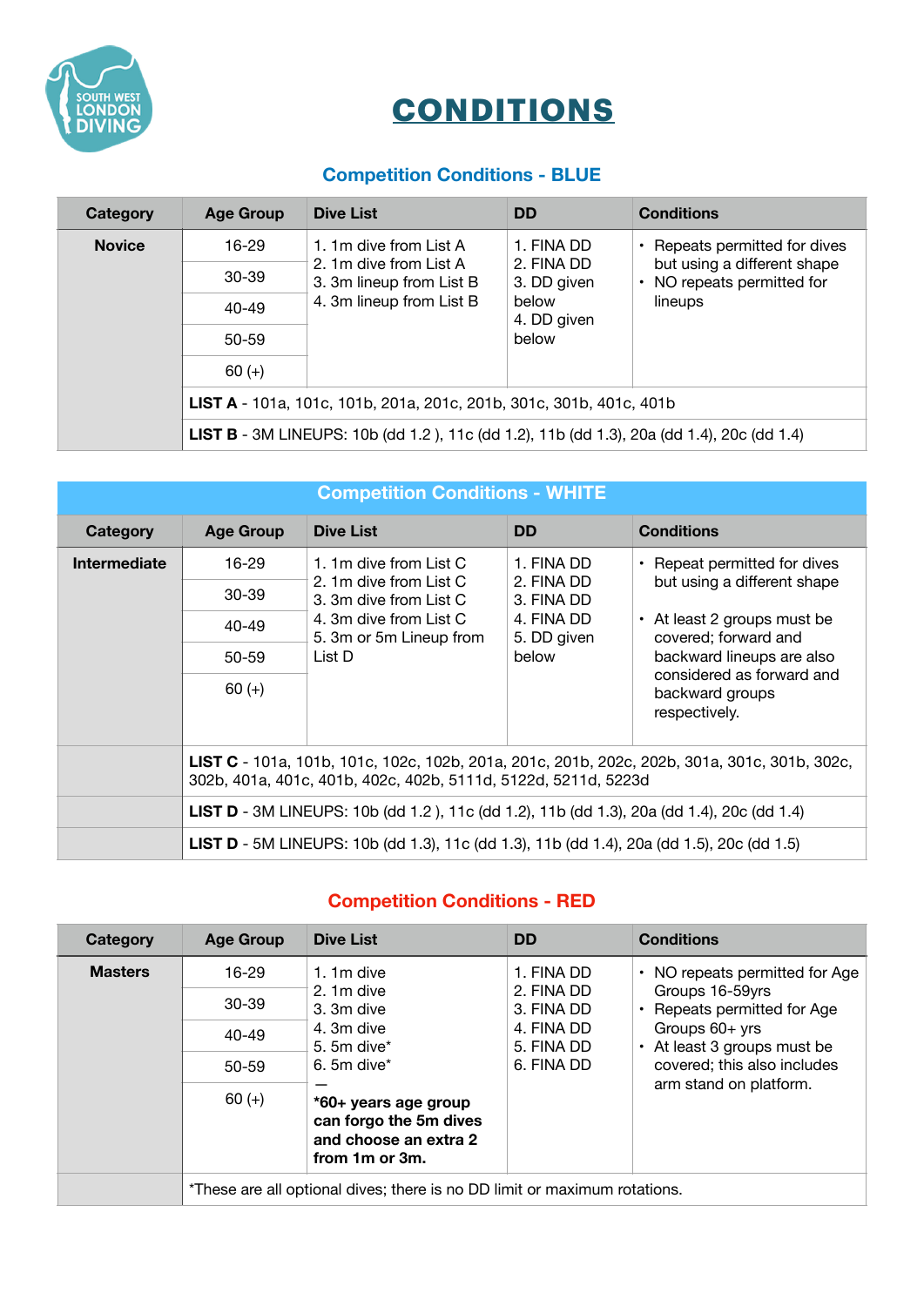# CONDITIONS

## Competition Conditions - BLUE

| Category | Age Group | Dive List | DD | Conditions |
|---|---|---|---|---|
| **Novice** | 16-29 | 1. 1m dive from List A<br>2. 1m dive from List A<br>3. 3m lineup from List B<br>4. 3m lineup from List B | 1. FINA DD<br>2. FINA DD<br>3. DD given below<br>4. DD given below | • Repeats permitted for dives but using a different shape<br>• NO repeats permitted for lineups |
| | 30-39 | | | |
| | 40-49 | | | |
| | 50-59 | | | |
| | 60 (+) | | | |
| | **LIST A** - 101a, 101c, 101b, 201a, 201c, 201b, 301c, 301b, 401c, 401b | | | |
| | **LIST B** - 3M LINEUPS: 10b (dd 1.2 ), 11c (dd 1.2), 11b (dd 1.3), 20a (dd 1.4), 20c (dd 1.4) | | | |

## Competition Conditions - WHITE

| Category | Age Group | Dive List | DD | Conditions |
|---|---|---|---|---|
| **Intermediate** | 16-29 | 1. 1m dive from List C<br>2. 1m dive from List C<br>3. 3m dive from List C<br>4. 3m dive from List C<br>5. 3m or 5m Lineup from List D | 1. FINA DD<br>2. FINA DD<br>3. FINA DD<br>4. FINA DD<br>5. DD given below | • Repeat permitted for dives but using a different shape<br>• At least 2 groups must be covered; forward and backward lineups are also considered as forward and backward groups respectively. |
| | 30-39 | | | |
| | 40-49 | | | |
| | 50-59 | | | |
| | 60 (+) | | | |
| | **LIST C** - 101a, 101b, 101c, 102c, 102b, 201a, 201c, 201b, 202c, 202b, 301a, 301c, 301b, 302c, 302b, 401a, 401c, 401b, 402c, 402b, 5111d, 5122d, 5211d, 5223d | | | |
| | **LIST D** - 3M LINEUPS: 10b (dd 1.2 ), 11c (dd 1.2), 11b (dd 1.3), 20a (dd 1.4), 20c (dd 1.4) | | | |
| | **LIST D** - 5M LINEUPS: 10b (dd 1.3), 11c (dd 1.3), 11b (dd 1.4), 20a (dd 1.5), 20c (dd 1.5) | | | |

## Competition Conditions - RED

| Category | Age Group | Dive List | DD | Conditions |
|---|---|---|---|---|
| **Masters** | 16-29 | 1. 1m dive<br>2. 1m dive<br>3. 3m dive<br>4. 3m dive<br>5. 5m dive*<br>6. 5m dive*<br>—<br>**\*60+ years age group can forgo the 5m dives and choose an extra 2 from 1m or 3m.** | 1. FINA DD<br>2. FINA DD<br>3. FINA DD<br>4. FINA DD<br>5. FINA DD<br>6. FINA DD | • NO repeats permitted for Age Groups 16-59yrs<br>• Repeats permitted for Age Groups 60+ yrs<br>• At least 3 groups must be covered; this also includes arm stand on platform. |
| | 30-39 | | | |
| | 40-49 | | | |
| | 50-59 | | | |
| | 60 (+) | | | |
| | *These are all optional dives; there is no DD limit or maximum rotations. | | | |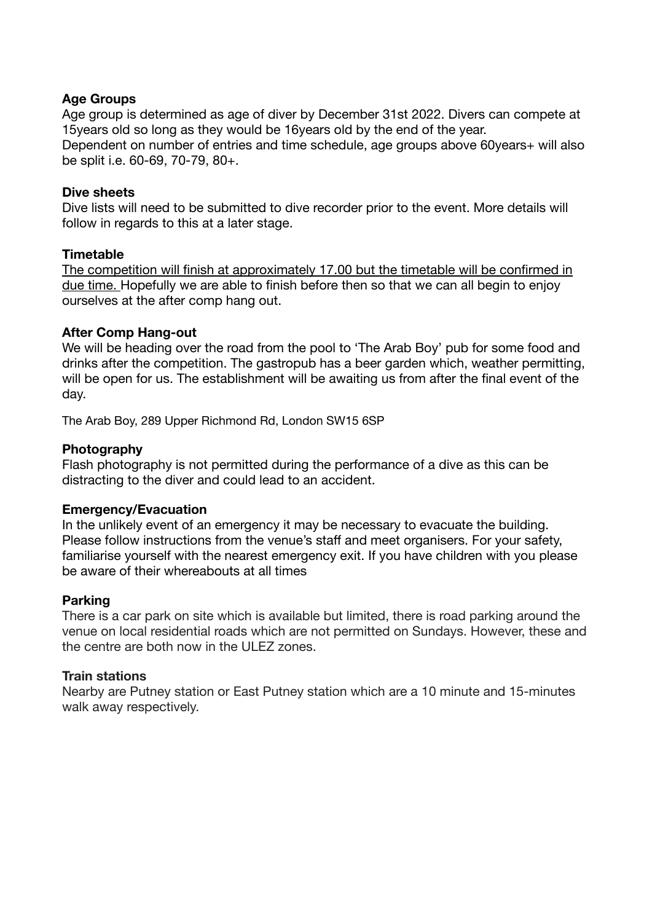**Age Groups**
Age group is determined as age of diver by December 31st 2022. Divers can compete at 15years old so long as they would be 16years old by the end of the year.
Dependent on number of entries and time schedule, age groups above 60years+ will also be split i.e. 60-69, 70-79, 80+.

**Dive sheets**
Dive lists will need to be submitted to dive recorder prior to the event. More details will follow in regards to this at a later stage.

**Timetable**
<u>The competition will finish at approximately 17.00 but the timetable will be confirmed in due time.</u> Hopefully we are able to finish before then so that we can all begin to enjoy ourselves at the after comp hang out.

**After Comp Hang-out**
We will be heading over the road from the pool to 'The Arab Boy' pub for some food and drinks after the competition. The gastropub has a beer garden which, weather permitting, will be open for us. The establishment will be awaiting us from after the final event of the day.

The Arab Boy, 289 Upper Richmond Rd, London SW15 6SP

**Photography**
Flash photography is not permitted during the performance of a dive as this can be distracting to the diver and could lead to an accident.

**Emergency/Evacuation**
In the unlikely event of an emergency it may be necessary to evacuate the building. Please follow instructions from the venue's staff and meet organisers. For your safety, familiarise yourself with the nearest emergency exit. If you have children with you please be aware of their whereabouts at all times

**Parking**
There is a car park on site which is available but limited, there is road parking around the venue on local residential roads which are not permitted on Sundays. However, these and the centre are both now in the ULEZ zones.

**Train stations**
Nearby are Putney station or East Putney station which are a 10 minute and 15-minutes walk away respectively.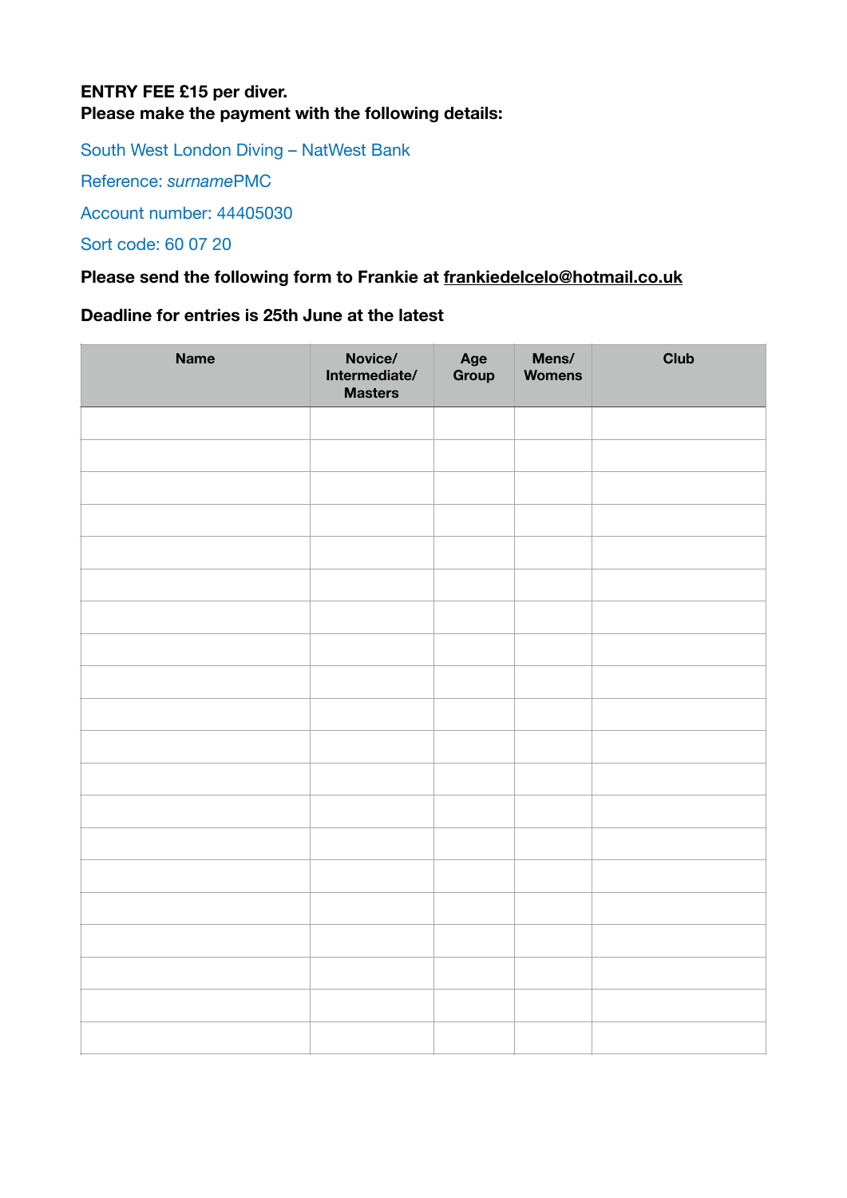**ENTRY FEE £15 per diver.**
**Please make the payment with the following details:**

South West London Diving – NatWest Bank

Reference: *surname*PMC

Account number: 44405030

Sort code: 60 07 20

**Please send the following form to Frankie at frankiedelcelo@hotmail.co.uk**

**Deadline for entries is 25th June at the latest**

| Name | Novice/ Intermediate/ Masters | Age Group | Mens/ Womens | Club |
|---|---|---|---|---|
| | | | | |
| | | | | |
| | | | | |
| | | | | |
| | | | | |
| | | | | |
| | | | | |
| | | | | |
| | | | | |
| | | | | |
| | | | | |
| | | | | |
| | | | | |
| | | | | |
| | | | | |
| | | | | |
| | | | | |
| | | | | |
| | | | | |
| | | | | |